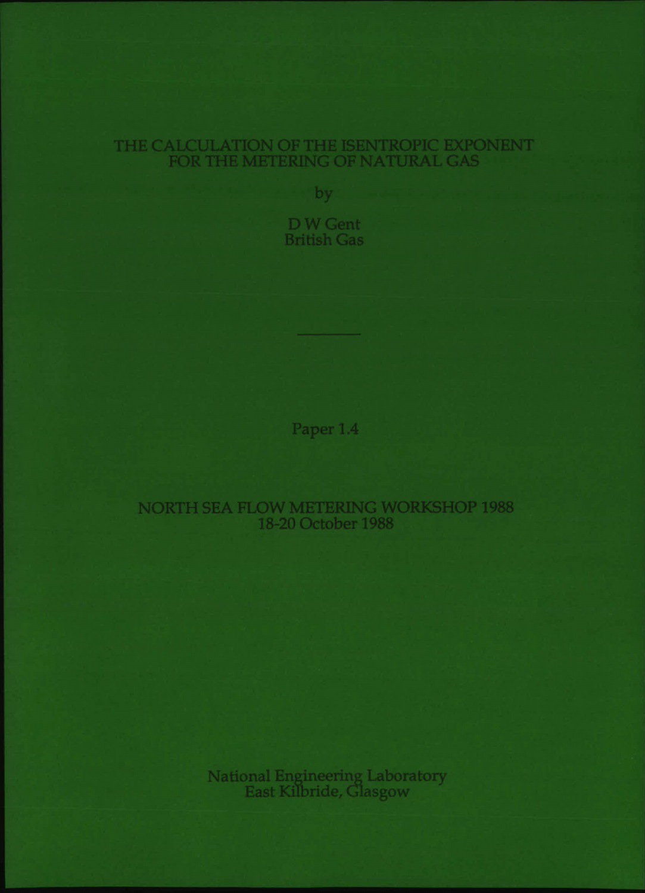# THE CALCULATION OF THE ISENTROPIC EXPONENT FOR THE METERING OF NATURAL GAS

by

D W Gent
British Gas

---

Paper 1.4

NORTH SEA FLOW METERING WORKSHOP 1988
18-20 October 1988

National Engineering Laboratory
East Kilbride, Glasgow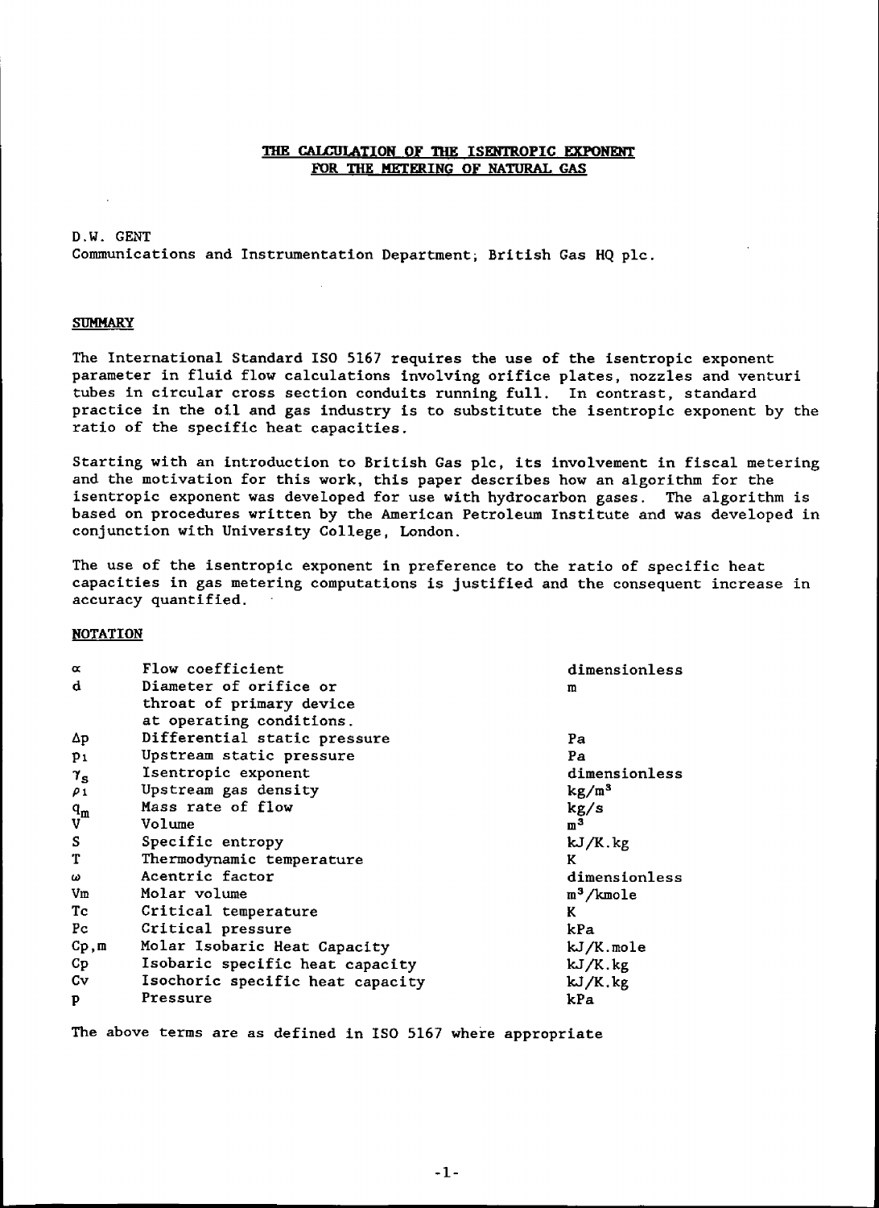# THE CALCULATION OF THE ISENTROPIC EXPONENT FOR THE METERING OF NATURAL GAS

D.W. GENT
Communications and Instrumentation Department, British Gas HQ plc.

## SUMMARY

The International Standard ISO 5167 requires the use of the isentropic exponent parameter in fluid flow calculations involving orifice plates, nozzles and venturi tubes in circular cross section conduits running full. In contrast, standard practice in the oil and gas industry is to substitute the isentropic exponent by the ratio of the specific heat capacities.

Starting with an introduction to British Gas plc, its involvement in fiscal metering and the motivation for this work, this paper describes how an algorithm for the isentropic exponent was developed for use with hydrocarbon gases. The algorithm is based on procedures written by the American Petroleum Institute and was developed in conjunction with University College, London.

The use of the isentropic exponent in preference to the ratio of specific heat capacities in gas metering computations is justified and the consequent increase in accuracy quantified.

## NOTATION

| Symbol | Description | Unit |
|---|---|---|
| $\alpha$ | Flow coefficient | dimensionless |
| $d$ | Diameter of orifice or throat of primary device at operating conditions. | m |
| $\Delta p$ | Differential static pressure | Pa |
| $p_1$ | Upstream static pressure | Pa |
| $\gamma_s$ | Isentropic exponent | dimensionless |
| $\rho_1$ | Upstream gas density | $kg/m^3$ |
| $q_m$ | Mass rate of flow | kg/s |
| $V$ | Volume | $m^3$ |
| $S$ | Specific entropy | kJ/K.kg |
| $T$ | Thermodynamic temperature | K |
| $\omega$ | Acentric factor | dimensionless |
| $V_m$ | Molar volume | $m^3$/kmole |
| $T_c$ | Critical temperature | K |
| $P_c$ | Critical pressure | kPa |
| $C_{p,m}$ | Molar Isobaric Heat Capacity | kJ/K.mole |
| $C_p$ | Isobaric specific heat capacity | kJ/K.kg |
| $C_v$ | Isochoric specific heat capacity | kJ/K.kg |
| $p$ | Pressure | kPa |

The above terms are as defined in ISO 5167 where appropriate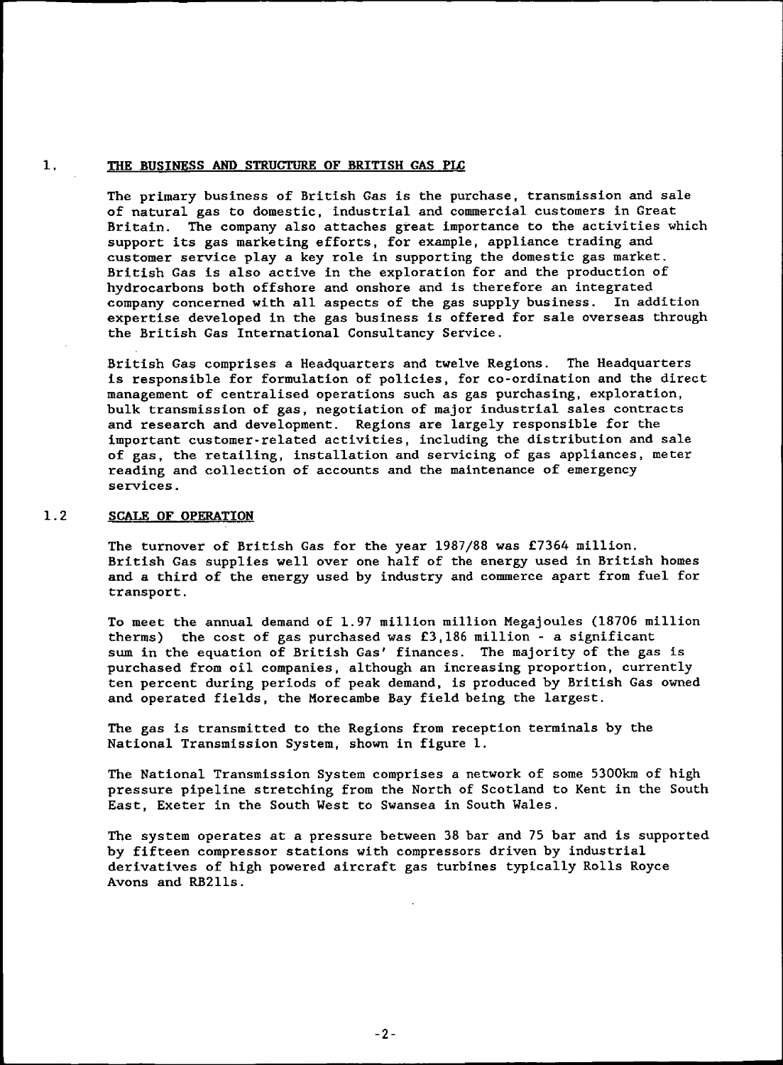## 1. THE BUSINESS AND STRUCTURE OF BRITISH GAS PLC

The primary business of British Gas is the purchase, transmission and sale of natural gas to domestic, industrial and commercial customers in Great Britain. The company also attaches great importance to the activities which support its gas marketing efforts, for example, appliance trading and customer service play a key role in supporting the domestic gas market. British Gas is also active in the exploration for and the production of hydrocarbons both offshore and onshore and is therefore an integrated company concerned with all aspects of the gas supply business. In addition expertise developed in the gas business is offered for sale overseas through the British Gas International Consultancy Service.

British Gas comprises a Headquarters and twelve Regions. The Headquarters is responsible for formulation of policies, for co-ordination and the direct management of centralised operations such as gas purchasing, exploration, bulk transmission of gas, negotiation of major industrial sales contracts and research and development. Regions are largely responsible for the important customer-related activities, including the distribution and sale of gas, the retailing, installation and servicing of gas appliances, meter reading and collection of accounts and the maintenance of emergency services.

## 1.2 SCALE OF OPERATION

The turnover of British Gas for the year 1987/88 was £7364 million. British Gas supplies well over one half of the energy used in British homes and a third of the energy used by industry and commerce apart from fuel for transport.

To meet the annual demand of 1.97 million million Megajoules (18706 million therms) the cost of gas purchased was £3,186 million - a significant sum in the equation of British Gas' finances. The majority of the gas is purchased from oil companies, although an increasing proportion, currently ten percent during periods of peak demand, is produced by British Gas owned and operated fields, the Morecambe Bay field being the largest.

The gas is transmitted to the Regions from reception terminals by the National Transmission System, shown in figure 1.

The National Transmission System comprises a network of some 5300km of high pressure pipeline stretching from the North of Scotland to Kent in the South East, Exeter in the South West to Swansea in South Wales.

The system operates at a pressure between 38 bar and 75 bar and is supported by fifteen compressor stations with compressors driven by industrial derivatives of high powered aircraft gas turbines typically Rolls Royce Avons and RB211s.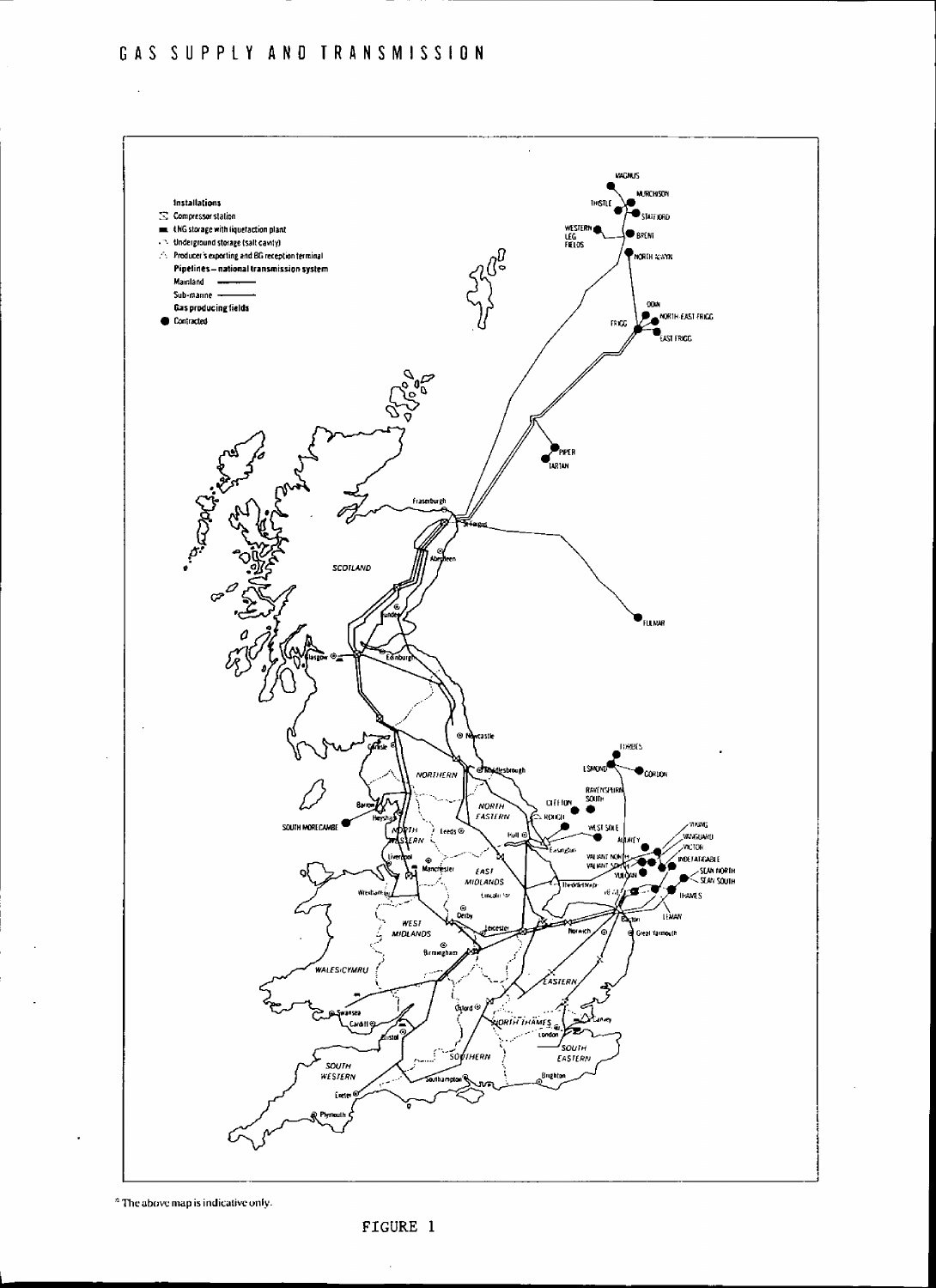# GAS SUPPLY AND TRANSMISSION

**Installations**

- Compressor station
- LNG storage with liquefaction plant
- Underground storage (salt cavity)
- Producer's exporting and BG reception terminal

**Pipelines – national transmission system**

- Mainland
- Sub-marine

**Gas producing fields**

- Contracted

MAGNUS, MURCHISON, THISTLE, STATFJORD, WESTERN LEG FIELDS, BRENT, NORTH ALWYN, ODIN, NORTH-EAST FRIGG, FRIGG, EAST FRIGG, PIPER, TARTAN, FULMAR, FORBES, ESMOND, GORDON, RAVENSPURN SOUTH, CLEETON, ROUGH, WEST SOLE, AMETHYST, VIKING, VANGUARD, VICTOR, INDEFATIGABLE, VALIANT NORTH, VALIANT SOUTH, VULCAN, SEAN NORTH, SEAN SOUTH, THAMES, LEMAN, SOUTH MORECAMBE

SCOTLAND, NORTHERN, NORTH EASTERN, NORTH WESTERN, EAST MIDLANDS, WEST MIDLANDS, WALES/CYMRU, EASTERN, NORTH THAMES, SOUTH EASTERN, SOUTHERN, SOUTH WESTERN

Fraserburgh, St Fergus, Aberdeen, Dundee, Edinburgh, Glasgow, Newcastle, Carlisle, Middlesbrough, Barrow, Heysham, Leeds, Hull, Easington, Liverpool, Manchester, Wrexham, Lincoln, Theddlethorpe, Derby, Leicester, Bacton, Norwich, Great Yarmouth, Birmingham, Swansea, Cardiff, Bristol, Oxford, London, Canvey, Southampton, Brighton, Exeter, Plymouth

* The above map is indicative only.

FIGURE 1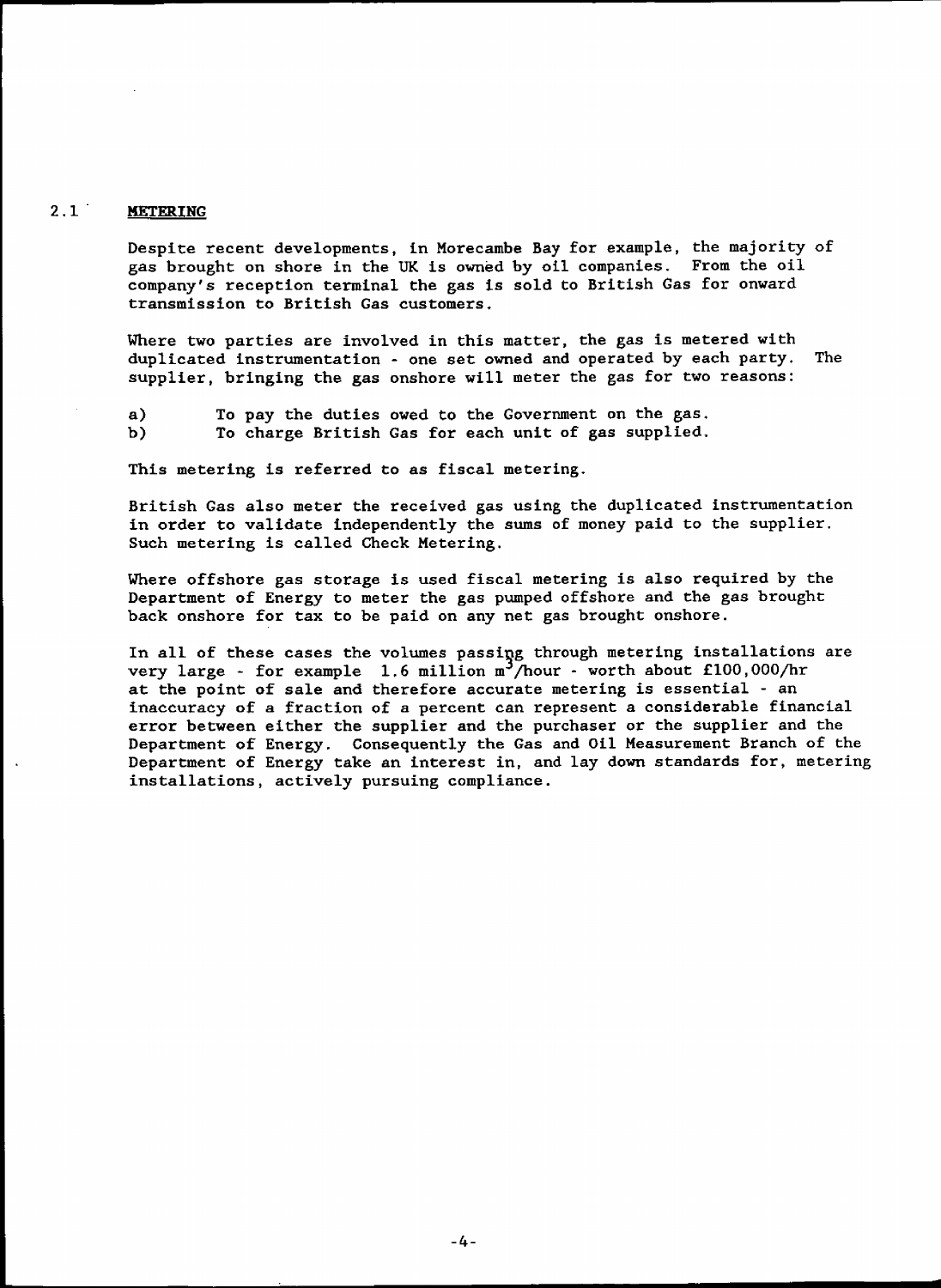## 2.1 METERING

Despite recent developments, in Morecambe Bay for example, the majority of gas brought on shore in the UK is owned by oil companies. From the oil company's reception terminal the gas is sold to British Gas for onward transmission to British Gas customers.

Where two parties are involved in this matter, the gas is metered with duplicated instrumentation - one set owned and operated by each party. The supplier, bringing the gas onshore will meter the gas for two reasons:

a) To pay the duties owed to the Government on the gas.
b) To charge British Gas for each unit of gas supplied.

This metering is referred to as fiscal metering.

British Gas also meter the received gas using the duplicated instrumentation in order to validate independently the sums of money paid to the supplier. Such metering is called Check Metering.

Where offshore gas storage is used fiscal metering is also required by the Department of Energy to meter the gas pumped offshore and the gas brought back onshore for tax to be paid on any net gas brought onshore.

In all of these cases the volumes passing through metering installations are very large - for example 1.6 million $m^3$/hour - worth about £100,000/hr at the point of sale and therefore accurate metering is essential - an inaccuracy of a fraction of a percent can represent a considerable financial error between either the supplier and the purchaser or the supplier and the Department of Energy. Consequently the Gas and Oil Measurement Branch of the Department of Energy take an interest in, and lay down standards for, metering installations, actively pursuing compliance.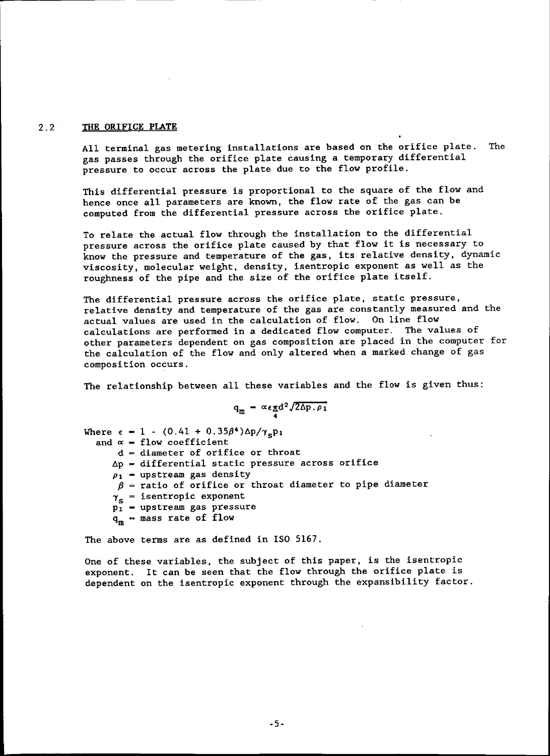## 2.2 THE ORIFICE PLATE

All terminal gas metering installations are based on the orifice plate. The gas passes through the orifice plate causing a temporary differential pressure to occur across the plate due to the flow profile.

This differential pressure is proportional to the square of the flow and hence once all parameters are known, the flow rate of the gas can be computed from the differential pressure across the orifice plate.

To relate the actual flow through the installation to the differential pressure across the orifice plate caused by that flow it is necessary to know the pressure and temperature of the gas, its relative density, dynamic viscosity, molecular weight, density, isentropic exponent as well as the roughness of the pipe and the size of the orifice plate itself.

The differential pressure across the orifice plate, static pressure, relative density and temperature of the gas are constantly measured and the actual values are used in the calculation of flow. On line flow calculations are performed in a dedicated flow computer. The values of other parameters dependent on gas composition are placed in the computer for the calculation of the flow and only altered when a marked change of gas composition occurs.

The relationship between all these variables and the flow is given thus:

$$q_m = \alpha\epsilon\frac{\pi}{4}d^2\sqrt{2\Delta p.\rho_1}$$

Where $\epsilon = 1 - (0.41 + 0.35\beta^4)\Delta p/\gamma_s p_1$
and $\alpha$ = flow coefficient
$d$ = diameter of orifice or throat
$\Delta p$ = differential static pressure across orifice
$\rho_1$ = upstream gas density
$\beta$ = ratio of orifice or throat diameter to pipe diameter
$\gamma_s$ = isentropic exponent
$p_1$ = upstream gas pressure
$q_m$ = mass rate of flow

The above terms are as defined in ISO 5167.

One of these variables, the subject of this paper, is the isentropic exponent. It can be seen that the flow through the orifice plate is dependent on the isentropic exponent through the expansibility factor.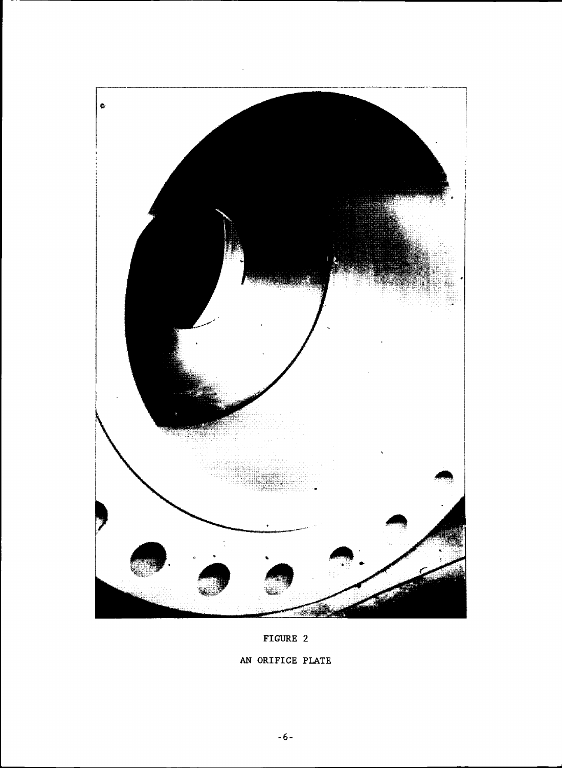FIGURE 2

AN ORIFICE PLATE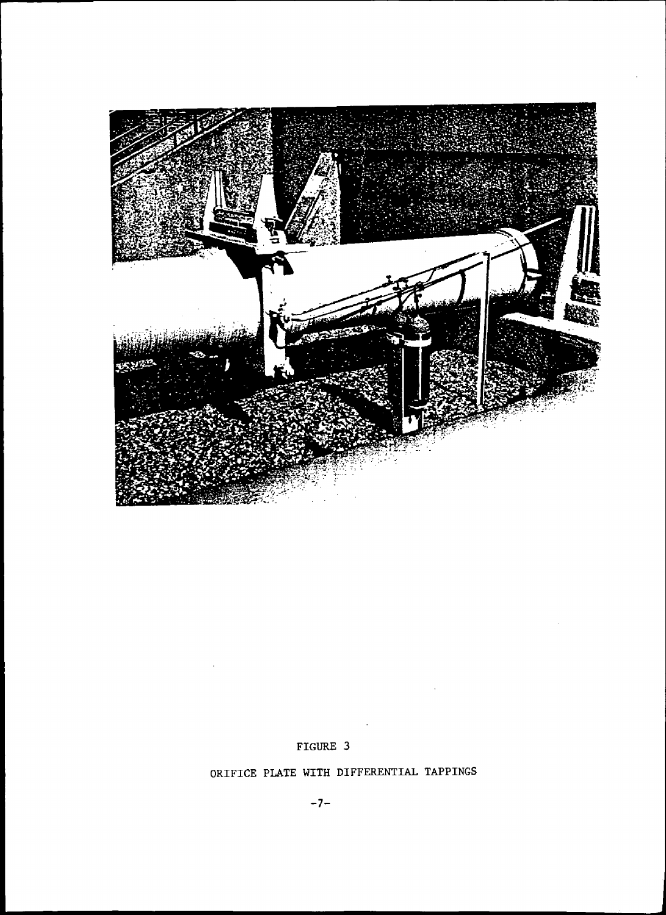FIGURE 3

ORIFICE PLATE WITH DIFFERENTIAL TAPPINGS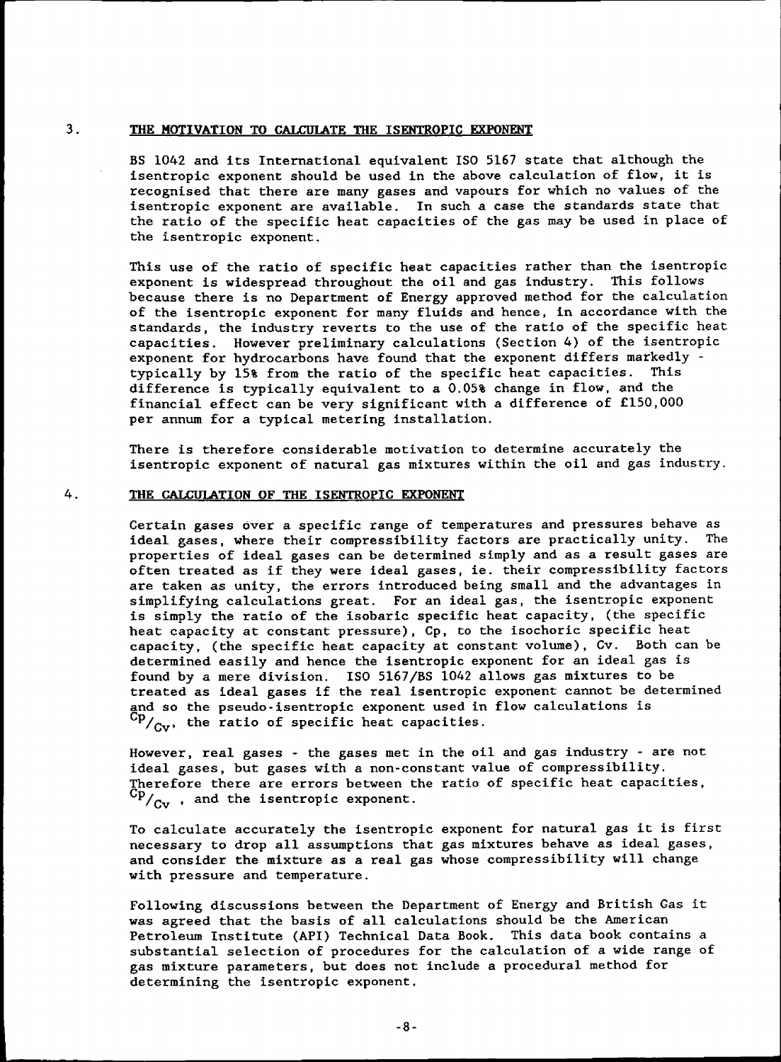## 3. THE MOTIVATION TO CALCULATE THE ISENTROPIC EXPONENT

BS 1042 and its International equivalent ISO 5167 state that although the isentropic exponent should be used in the above calculation of flow, it is recognised that there are many gases and vapours for which no values of the isentropic exponent are available. In such a case the standards state that the ratio of the specific heat capacities of the gas may be used in place of the isentropic exponent.

This use of the ratio of specific heat capacities rather than the isentropic exponent is widespread throughout the oil and gas industry. This follows because there is no Department of Energy approved method for the calculation of the isentropic exponent for many fluids and hence, in accordance with the standards, the industry reverts to the use of the ratio of the specific heat capacities. However preliminary calculations (Section 4) of the isentropic exponent for hydrocarbons have found that the exponent differs markedly - typically by 15% from the ratio of the specific heat capacities. This difference is typically equivalent to a 0.05% change in flow, and the financial effect can be very significant with a difference of £150,000 per annum for a typical metering installation.

There is therefore considerable motivation to determine accurately the isentropic exponent of natural gas mixtures within the oil and gas industry.

## 4. THE CALCULATION OF THE ISENTROPIC EXPONENT

Certain gases over a specific range of temperatures and pressures behave as ideal gases, where their compressibility factors are practically unity. The properties of ideal gases can be determined simply and as a result gases are often treated as if they were ideal gases, ie. their compressibility factors are taken as unity, the errors introduced being small and the advantages in simplifying calculations great. For an ideal gas, the isentropic exponent is simply the ratio of the isobaric specific heat capacity, (the specific heat capacity at constant pressure), Cp, to the isochoric specific heat capacity, (the specific heat capacity at constant volume), Cv. Both can be determined easily and hence the isentropic exponent for an ideal gas is found by a mere division. ISO 5167/BS 1042 allows gas mixtures to be treated as ideal gases if the real isentropic exponent cannot be determined and so the pseudo-isentropic exponent used in flow calculations is $Cp/_{Cv}$, the ratio of specific heat capacities.

However, real gases - the gases met in the oil and gas industry - are not ideal gases, but gases with a non-constant value of compressibility. Therefore there are errors between the ratio of specific heat capacities, $Cp/_{Cv}$ , and the isentropic exponent.

To calculate accurately the isentropic exponent for natural gas it is first necessary to drop all assumptions that gas mixtures behave as ideal gases, and consider the mixture as a real gas whose compressibility will change with pressure and temperature.

Following discussions between the Department of Energy and British Gas it was agreed that the basis of all calculations should be the American Petroleum Institute (API) Technical Data Book. This data book contains a substantial selection of procedures for the calculation of a wide range of gas mixture parameters, but does not include a procedural method for determining the isentropic exponent.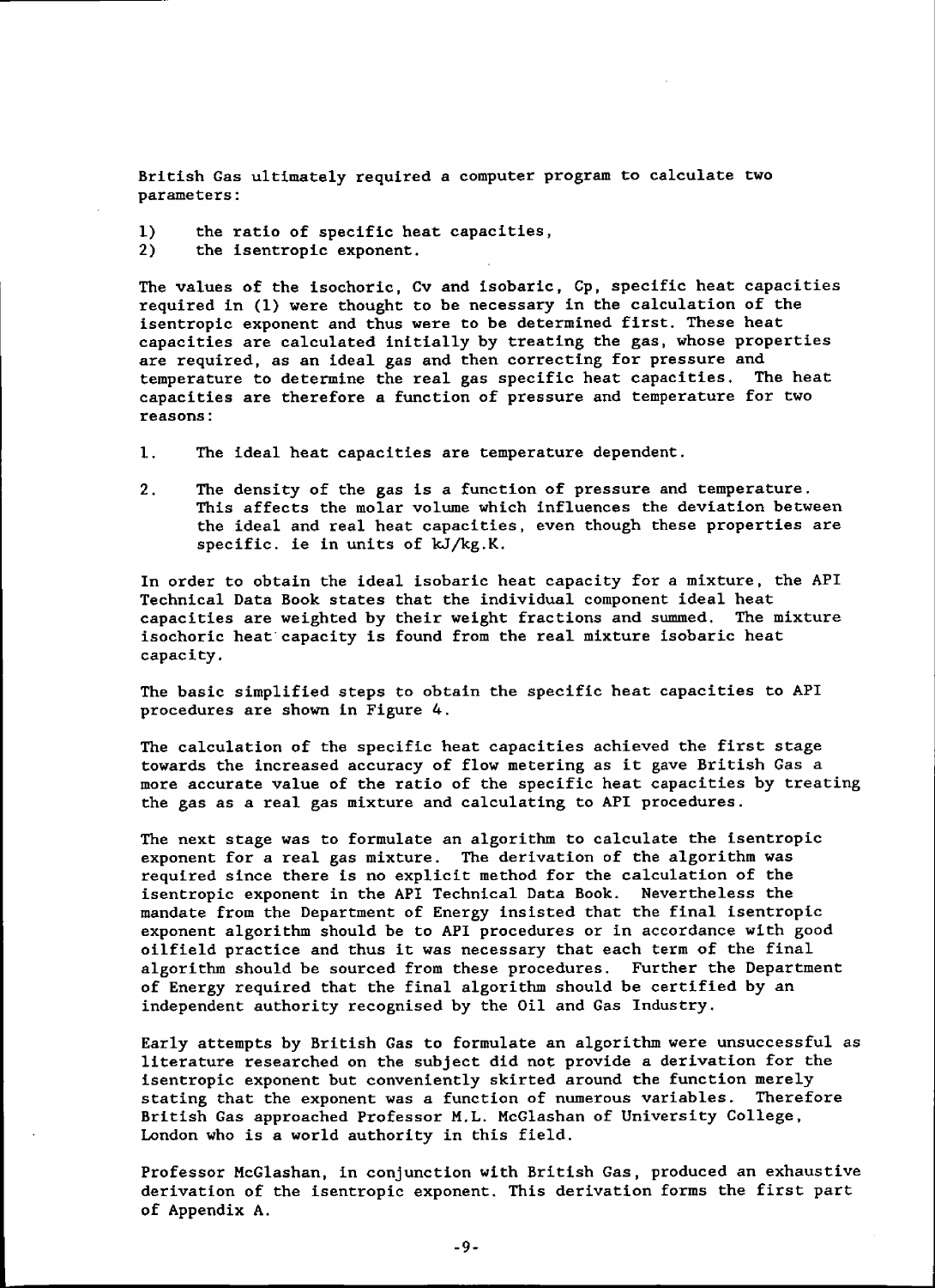British Gas ultimately required a computer program to calculate two parameters:

1) the ratio of specific heat capacities,
2) the isentropic exponent.

The values of the isochoric, Cv and isobaric, Cp, specific heat capacities required in (1) were thought to be necessary in the calculation of the isentropic exponent and thus were to be determined first. These heat capacities are calculated initially by treating the gas, whose properties are required, as an ideal gas and then correcting for pressure and temperature to determine the real gas specific heat capacities. The heat capacities are therefore a function of pressure and temperature for two reasons:

1. The ideal heat capacities are temperature dependent.

2. The density of the gas is a function of pressure and temperature. This affects the molar volume which influences the deviation between the ideal and real heat capacities, even though these properties are specific. ie in units of kJ/kg.K.

In order to obtain the ideal isobaric heat capacity for a mixture, the API Technical Data Book states that the individual component ideal heat capacities are weighted by their weight fractions and summed. The mixture isochoric heat capacity is found from the real mixture isobaric heat capacity.

The basic simplified steps to obtain the specific heat capacities to API procedures are shown in Figure 4.

The calculation of the specific heat capacities achieved the first stage towards the increased accuracy of flow metering as it gave British Gas a more accurate value of the ratio of the specific heat capacities by treating the gas as a real gas mixture and calculating to API procedures.

The next stage was to formulate an algorithm to calculate the isentropic exponent for a real gas mixture. The derivation of the algorithm was required since there is no explicit method for the calculation of the isentropic exponent in the API Technical Data Book. Nevertheless the mandate from the Department of Energy insisted that the final isentropic exponent algorithm should be to API procedures or in accordance with good oilfield practice and thus it was necessary that each term of the final algorithm should be sourced from these procedures. Further the Department of Energy required that the final algorithm should be certified by an independent authority recognised by the Oil and Gas Industry.

Early attempts by British Gas to formulate an algorithm were unsuccessful as literature researched on the subject did not provide a derivation for the isentropic exponent but conveniently skirted around the function merely stating that the exponent was a function of numerous variables. Therefore British Gas approached Professor M.L. McGlashan of University College, London who is a world authority in this field.

Professor McGlashan, in conjunction with British Gas, produced an exhaustive derivation of the isentropic exponent. This derivation forms the first part of Appendix A.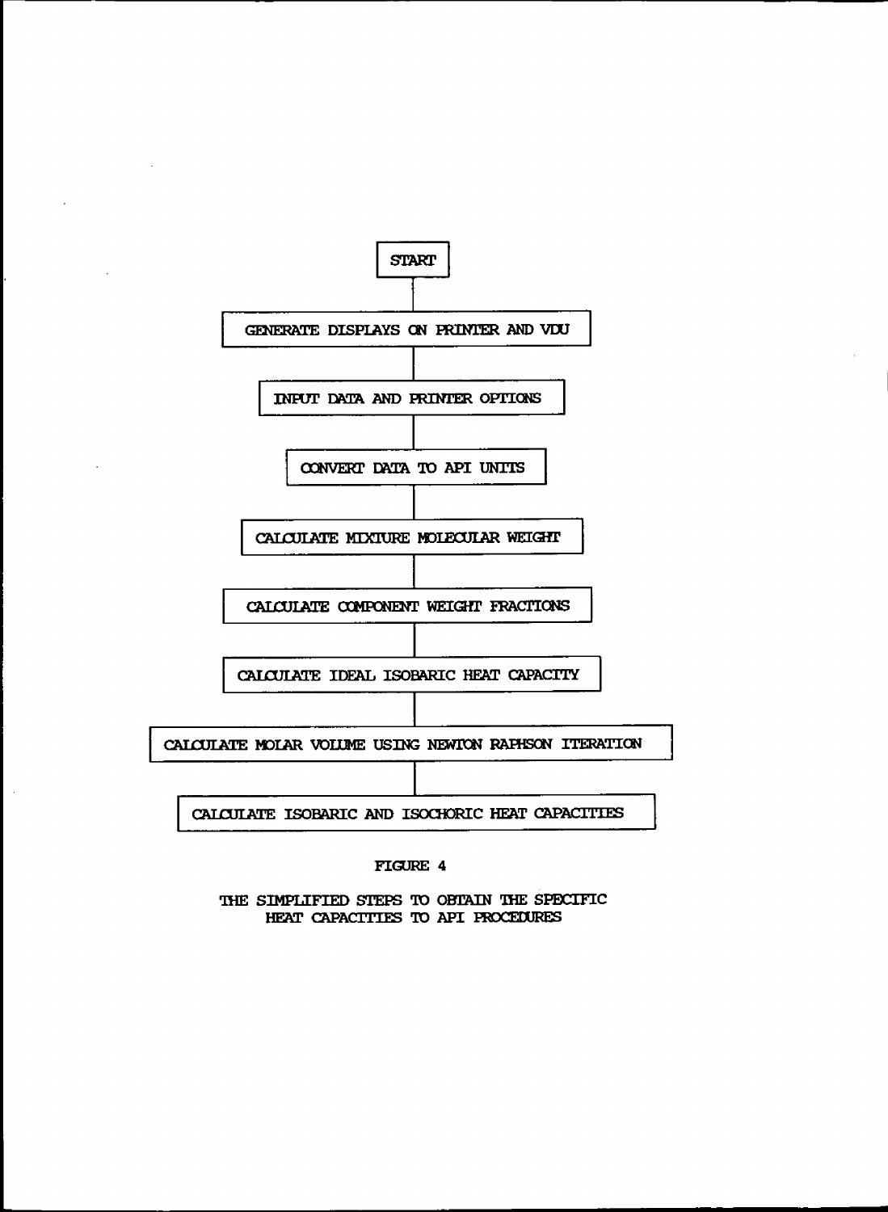START

GENERATE DISPLAYS ON PRINTER AND VDU

INPUT DATA AND PRINTER OPTIONS

CONVERT DATA TO API UNITS

CALCULATE MIXTURE MOLECULAR WEIGHT

CALCULATE COMPONENT WEIGHT FRACTIONS

CALCULATE IDEAL ISOBARIC HEAT CAPACITY

CALCULATE MOLAR VOLUME USING NEWTON RAPHSON ITERATION

CALCULATE ISOBARIC AND ISOCHORIC HEAT CAPACITIES

FIGURE 4

THE SIMPLIFIED STEPS TO OBTAIN THE SPECIFIC HEAT CAPACITIES TO API PROCEDURES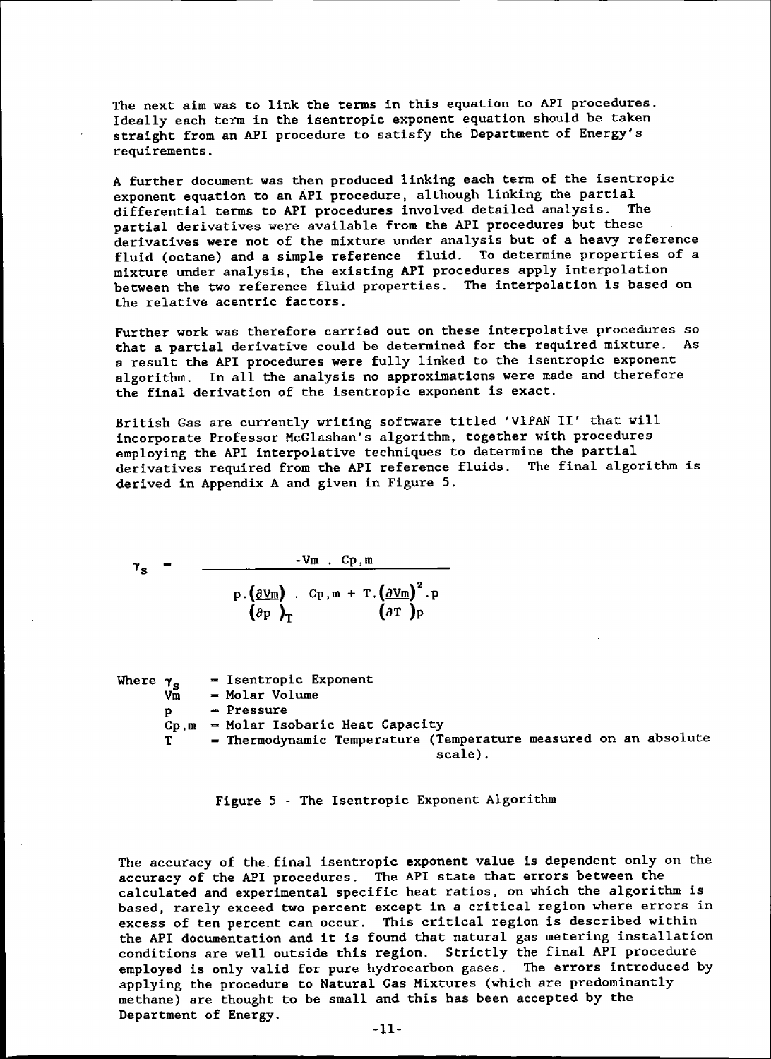The next aim was to link the terms in this equation to API procedures. Ideally each term in the isentropic exponent equation should be taken straight from an API procedure to satisfy the Department of Energy's requirements.

A further document was then produced linking each term of the isentropic exponent equation to an API procedure, although linking the partial differential terms to API procedures involved detailed analysis. The partial derivatives were available from the API procedures but these derivatives were not of the mixture under analysis but of a heavy reference fluid (octane) and a simple reference fluid. To determine properties of a mixture under analysis, the existing API procedures apply interpolation between the two reference fluid properties. The interpolation is based on the relative acentric factors.

Further work was therefore carried out on these interpolative procedures so that a partial derivative could be determined for the required mixture. As a result the API procedures were fully linked to the isentropic exponent algorithm. In all the analysis no approximations were made and therefore the final derivation of the isentropic exponent is exact.

British Gas are currently writing software titled 'VIPAN II' that will incorporate Professor McGlashan's algorithm, together with procedures employing the API interpolative techniques to determine the partial derivatives required from the API reference fluids. The final algorithm is derived in Appendix A and given in Figure 5.

$$\gamma_s = \frac{-V_m \, . \, C_{p,m}}{p.\left(\frac{\partial V_m}{\partial p}\right)_T . \, C_{p,m} + T.\left(\frac{\partial V_m}{\partial T}\right)_p^2 . p}$$

Where $\gamma_s$ = Isentropic Exponent
$V_m$ = Molar Volume
$p$ = Pressure
$C_{p,m}$ = Molar Isobaric Heat Capacity
$T$ = Thermodynamic Temperature (Temperature measured on an absolute scale).

Figure 5 - The Isentropic Exponent Algorithm

The accuracy of the final isentropic exponent value is dependent only on the accuracy of the API procedures. The API state that errors between the calculated and experimental specific heat ratios, on which the algorithm is based, rarely exceed two percent except in a critical region where errors in excess of ten percent can occur. This critical region is described within the API documentation and it is found that natural gas metering installation conditions are well outside this region. Strictly the final API procedure employed is only valid for pure hydrocarbon gases. The errors introduced by applying the procedure to Natural Gas Mixtures (which are predominantly methane) are thought to be small and this has been accepted by the Department of Energy.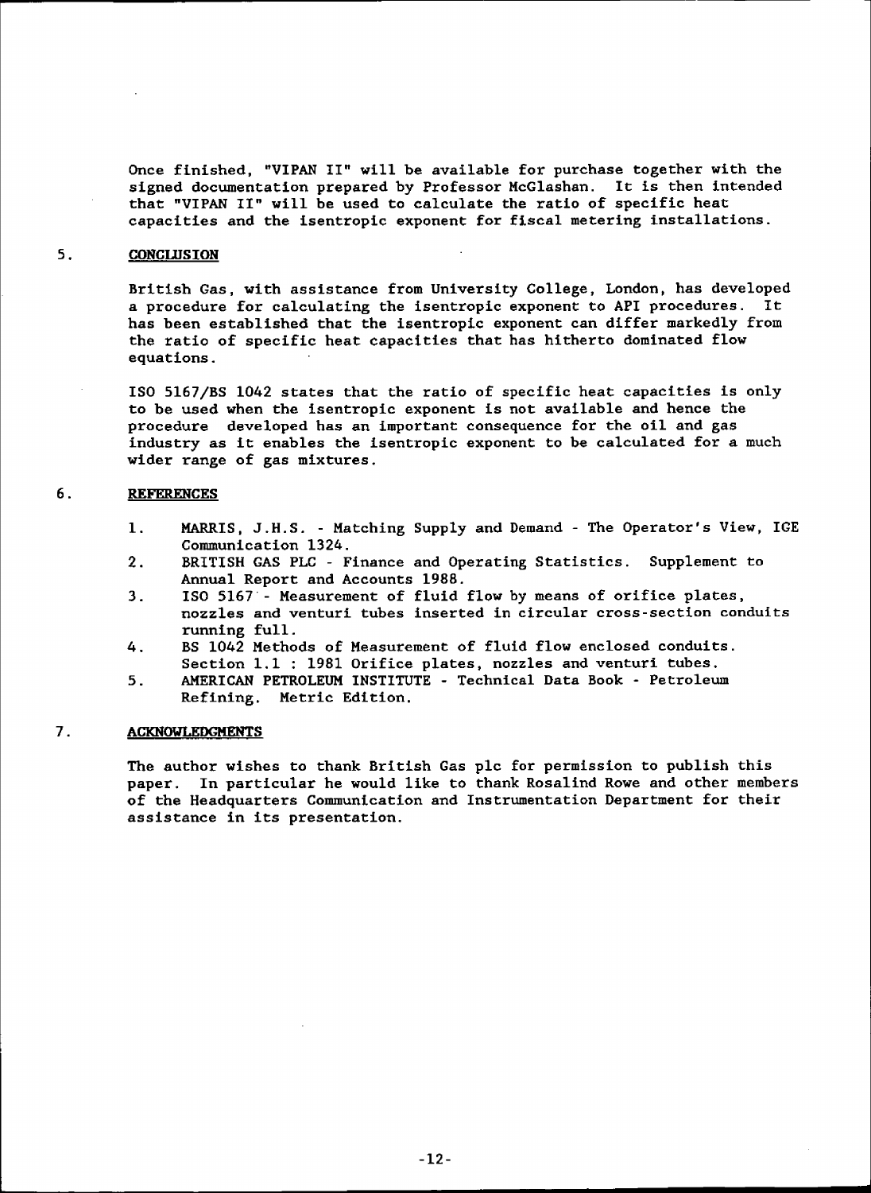Once finished, "VIPAN II" will be available for purchase together with the signed documentation prepared by Professor McGlashan. It is then intended that "VIPAN II" will be used to calculate the ratio of specific heat capacities and the isentropic exponent for fiscal metering installations.

## 5. CONCLUSION

British Gas, with assistance from University College, London, has developed a procedure for calculating the isentropic exponent to API procedures. It has been established that the isentropic exponent can differ markedly from the ratio of specific heat capacities that has hitherto dominated flow equations.

ISO 5167/BS 1042 states that the ratio of specific heat capacities is only to be used when the isentropic exponent is not available and hence the procedure developed has an important consequence for the oil and gas industry as it enables the isentropic exponent to be calculated for a much wider range of gas mixtures.

## 6. REFERENCES

1. MARRIS, J.H.S. - Matching Supply and Demand - The Operator's View, IGE Communication 1324.
2. BRITISH GAS PLC - Finance and Operating Statistics. Supplement to Annual Report and Accounts 1988.
3. ISO 5167 - Measurement of fluid flow by means of orifice plates, nozzles and venturi tubes inserted in circular cross-section conduits running full.
4. BS 1042 Methods of Measurement of fluid flow enclosed conduits. Section 1.1 : 1981 Orifice plates, nozzles and venturi tubes.
5. AMERICAN PETROLEUM INSTITUTE - Technical Data Book - Petroleum Refining. Metric Edition.

## 7. ACKNOWLEDGMENTS

The author wishes to thank British Gas plc for permission to publish this paper. In particular he would like to thank Rosalind Rowe and other members of the Headquarters Communication and Instrumentation Department for their assistance in its presentation.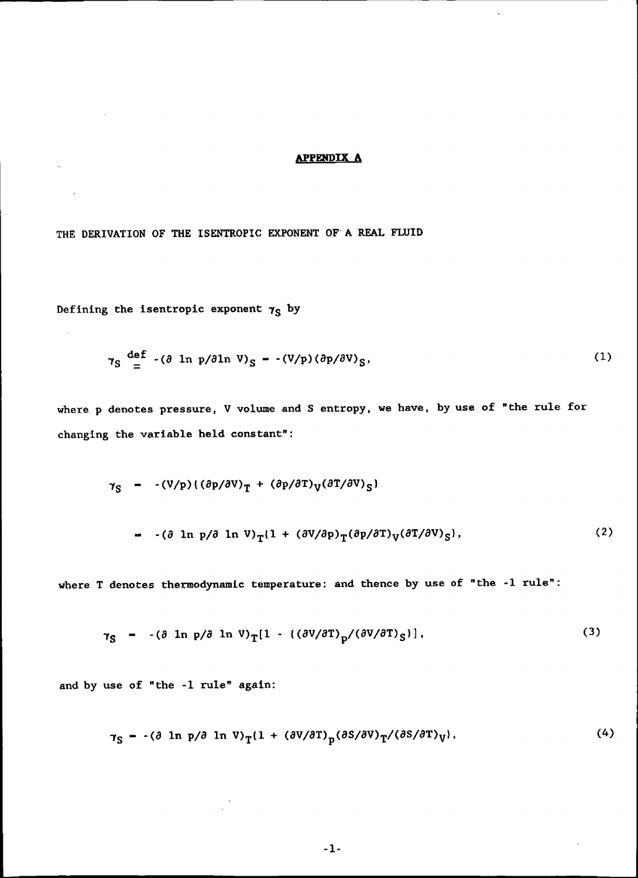# APPENDIX A

THE DERIVATION OF THE ISENTROPIC EXPONENT OF A REAL FLUID

Defining the isentropic exponent $\gamma_S$ by

$$\gamma_S \stackrel{\text{def}}{=} -(\partial \ln p/\partial \ln V)_S = -(V/p)(\partial p/\partial V)_S, \tag{1}$$

where p denotes pressure, V volume and S entropy, we have, by use of "the rule for changing the variable held constant":

$$\begin{aligned}\gamma_S &= -(V/p)\{(\partial p/\partial V)_T + (\partial p/\partial T)_V(\partial T/\partial V)_S\} \\ &= -(\partial \ln p/\partial \ln V)_T\{1 + (\partial V/\partial p)_T(\partial p/\partial T)_V(\partial T/\partial V)_S\},\end{aligned} \tag{2}$$

where T denotes thermodynamic temperature: and thence by use of "the -1 rule":

$$\gamma_S = -(\partial \ln p/\partial \ln V)_T[1 - \{(\partial V/\partial T)_p/(\partial V/\partial T)_S\}], \tag{3}$$

and by use of "the -1 rule" again:

$$\gamma_S = -(\partial \ln p/\partial \ln V)_T\{1 + (\partial V/\partial T)_p(\partial S/\partial V)_T/(\partial S/\partial T)_V\}, \tag{4}$$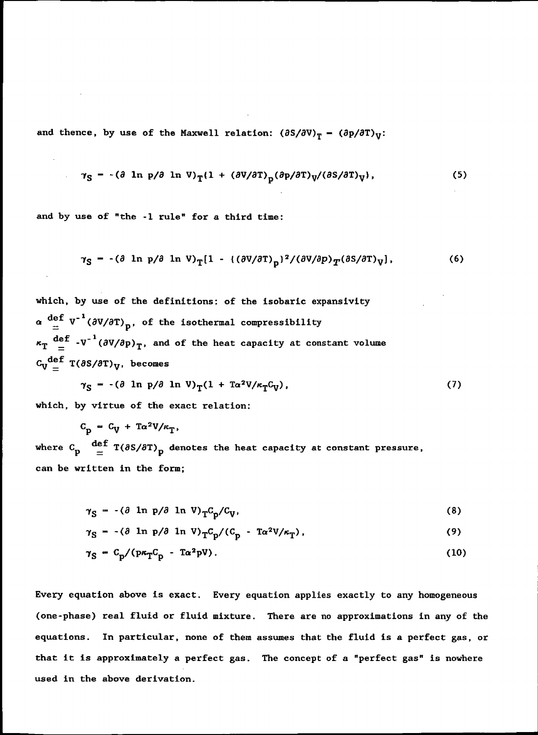and thence, by use of the Maxwell relation: $(\partial S/\partial V)_T = (\partial p/\partial T)_V$:

$$\gamma_S = -(\partial \ln p/\partial \ln V)_T\{1 + (\partial V/\partial T)_p(\partial p/\partial T)_V/(\partial S/\partial T)_V\}, \tag{5}$$

and by use of "the -1 rule" for a third time:

$$\gamma_S = -(\partial \ln p/\partial \ln V)_T[1 - \{(\partial V/\partial T)_p\}^2/(\partial V/\partial p)_T(\partial S/\partial T)_V], \tag{6}$$

which, by use of the definitions: of the isobaric expansivity $\alpha \overset{\text{def}}{=} V^{-1}(\partial V/\partial T)_p$, of the isothermal compressibility $\kappa_T \overset{\text{def}}{=} -V^{-1}(\partial V/\partial p)_T$, and of the heat capacity at constant volume $C_V \overset{\text{def}}{=} T(\partial S/\partial T)_V$, becomes

$$\gamma_S = -(\partial \ln p/\partial \ln V)_T(1 + T\alpha^2V/\kappa_T C_V), \tag{7}$$

which, by virtue of the exact relation:

$$C_p = C_V + T\alpha^2V/\kappa_T,$$

where $C_p \overset{\text{def}}{=} T(\partial S/\partial T)_p$ denotes the heat capacity at constant pressure, can be written in the form;

$$\gamma_S = -(\partial \ln p/\partial \ln V)_T C_p/C_V, \tag{8}$$

$$\gamma_S = -(\partial \ln p/\partial \ln V)_T C_p/(C_p - T\alpha^2V/\kappa_T), \tag{9}$$

$$\gamma_S = C_p/(p\kappa_T C_p - T\alpha^2 pV). \tag{10}$$

Every equation above is exact. Every equation applies exactly to any homogeneous (one-phase) real fluid or fluid mixture. There are no approximations in any of the equations. In particular, none of them assumes that the fluid is a perfect gas, or that it is approximately a perfect gas. The concept of a "perfect gas" is nowhere used in the above derivation.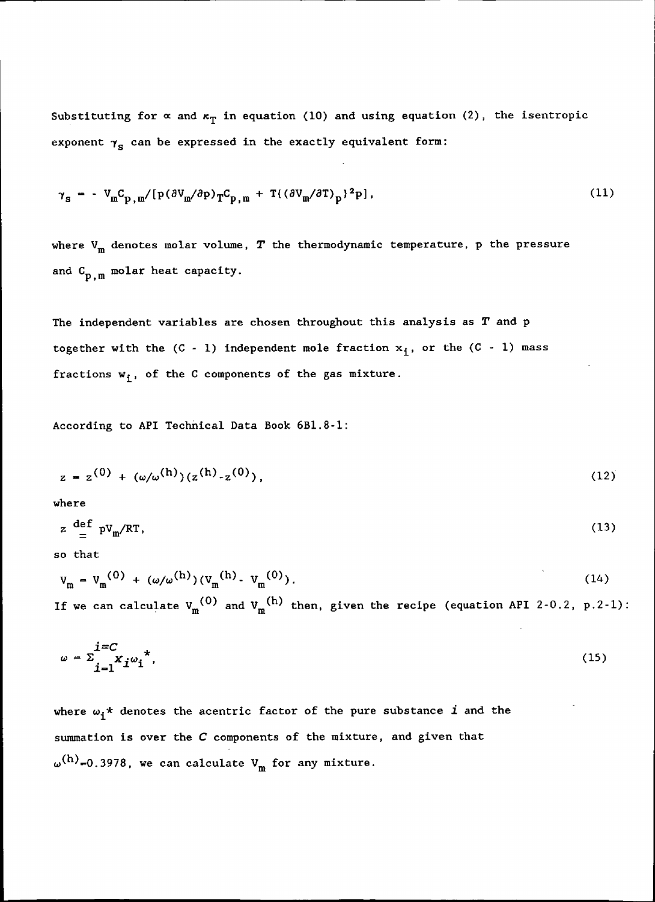Substituting for $\alpha$ and $\kappa_T$ in equation (10) and using equation (2), the isentropic exponent $\gamma_s$ can be expressed in the exactly equivalent form:

$$\gamma_s = - V_m C_{p,m} / [p(\partial V_m/\partial p)_T C_{p,m} + T\{(\partial V_m/\partial T)_p\}^2 p], \tag{11}$$

where $V_m$ denotes molar volume, $T$ the thermodynamic temperature, p the pressure and $C_{p,m}$ molar heat capacity.

The independent variables are chosen throughout this analysis as $T$ and p together with the (C - 1) independent mole fraction $x_i$, or the (C - 1) mass fractions $w_i$, of the C components of the gas mixture.

According to API Technical Data Book 6B1.8-1:

$$z = z^{(0)} + (\omega/\omega^{(h)})(z^{(h)} - z^{(0)}), \tag{12}$$

where

$$z \overset{\text{def}}{=} pV_m/RT, \tag{13}$$

so that

$$V_m = V_m^{(0)} + (\omega/\omega^{(h)})(V_m^{(h)} - V_m^{(0)}). \tag{14}$$

If we can calculate $V_m^{(0)}$ and $V_m^{(h)}$ then, given the recipe (equation API 2-0.2, p.2-1):

$$\omega = \sum_{i=1}^{i=C} x_i \omega_i^{*}, \tag{15}$$

where $\omega_i^{*}$ denotes the acentric factor of the pure substance $i$ and the summation is over the $C$ components of the mixture, and given that $\omega^{(h)} = 0.3978$, we can calculate $V_m$ for any mixture.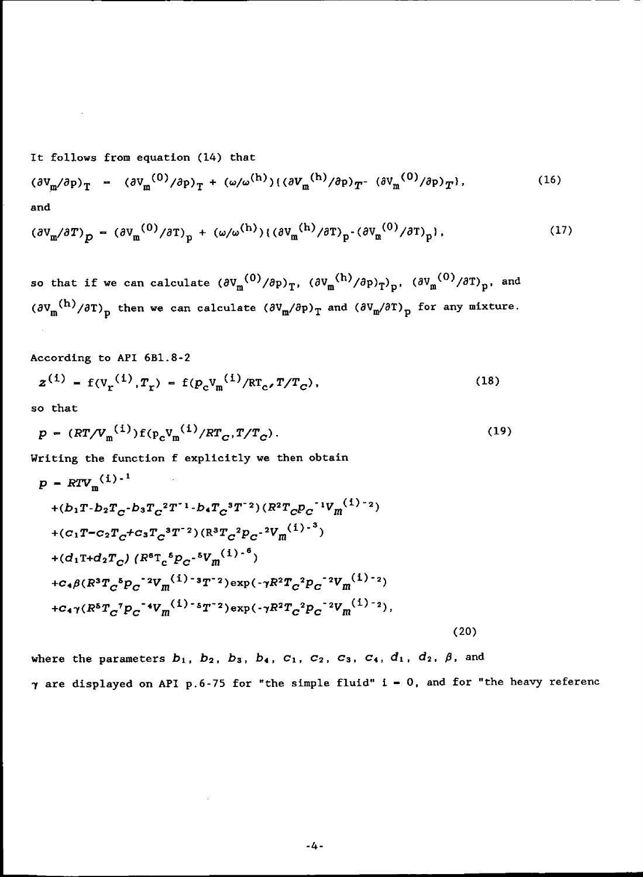It follows from equation (14) that

$$(\partial V_m/\partial p)_T = (\partial V_m^{(0)}/\partial p)_T + (\omega/\omega^{(h)})\{(\partial V_m^{(h)}/\partial p)_T - (\partial V_m^{(0)}/\partial p)_T\}, \tag{16}$$

and

$$(\partial V_m/\partial T)_p = (\partial V_m^{(0)}/\partial T)_p + (\omega/\omega^{(h)})\{(\partial V_m^{(h)}/\partial T)_p - (\partial V_m^{(0)}/\partial T)_p\}, \tag{17}$$

so that if we can calculate $(\partial V_m^{(0)}/\partial p)_T$, $(\partial V_m^{(h)}/\partial p)_T)_p$, $(\partial V_m^{(0)}/\partial T)_p$, and $(\partial V_m^{(h)}/\partial T)_p$ then we can calculate $(\partial V_m/\partial p)_T$ and $(\partial V_m/\partial T)_p$ for any mixture.

According to API 6B1.8-2

$$z^{(i)} = f(V_r^{(i)}, T_r) = f(p_c V_m^{(i)}/RT_c, T/T_c), \tag{18}$$

so that

$$p = (RT/V_m^{(i)}) f(p_c V_m^{(i)}/RT_c, T/T_c). \tag{19}$$

Writing the function f explicitly we then obtain

$$\begin{aligned}
p = {} & RTV_m^{(i)^{-1}} \\
& + (b_1 T - b_2 T_c - b_3 T_c^2 T^{-1} - b_4 T_c^3 T^{-2})(R^2 T_c p_c^{-1} V_m^{(i)^{-2}}) \\
& + (c_1 T - c_2 T_c + c_3 T_c^3 T^{-2})(R^3 T_c^2 p_c^{-2} V_m^{(i)^{-3}}) \\
& + (d_1 T + d_2 T_c)(R^6 T_c^5 p_c^{-5} V_m^{(i)^{-6}}) \\
& + c_4 \beta (R^3 T_c^5 p_c^{-2} V_m^{(i)^{-3}} T^{-2}) \exp(-\gamma R^2 T_c^2 p_c^{-2} V_m^{(i)^{-2}}) \\
& + c_4 \gamma (R^5 T_c^7 p_c^{-4} V_m^{(i)^{-5}} T^{-2}) \exp(-\gamma R^2 T_c^2 p_c^{-2} V_m^{(i)^{-2}}),
\end{aligned} \tag{20}$$

where the parameters $b_1$, $b_2$, $b_3$, $b_4$, $c_1$, $c_2$, $c_3$, $c_4$, $d_1$, $d_2$, $\beta$, and $\gamma$ are displayed on API p.6-75 for "the simple fluid" $i = 0$, and for "the heavy referenc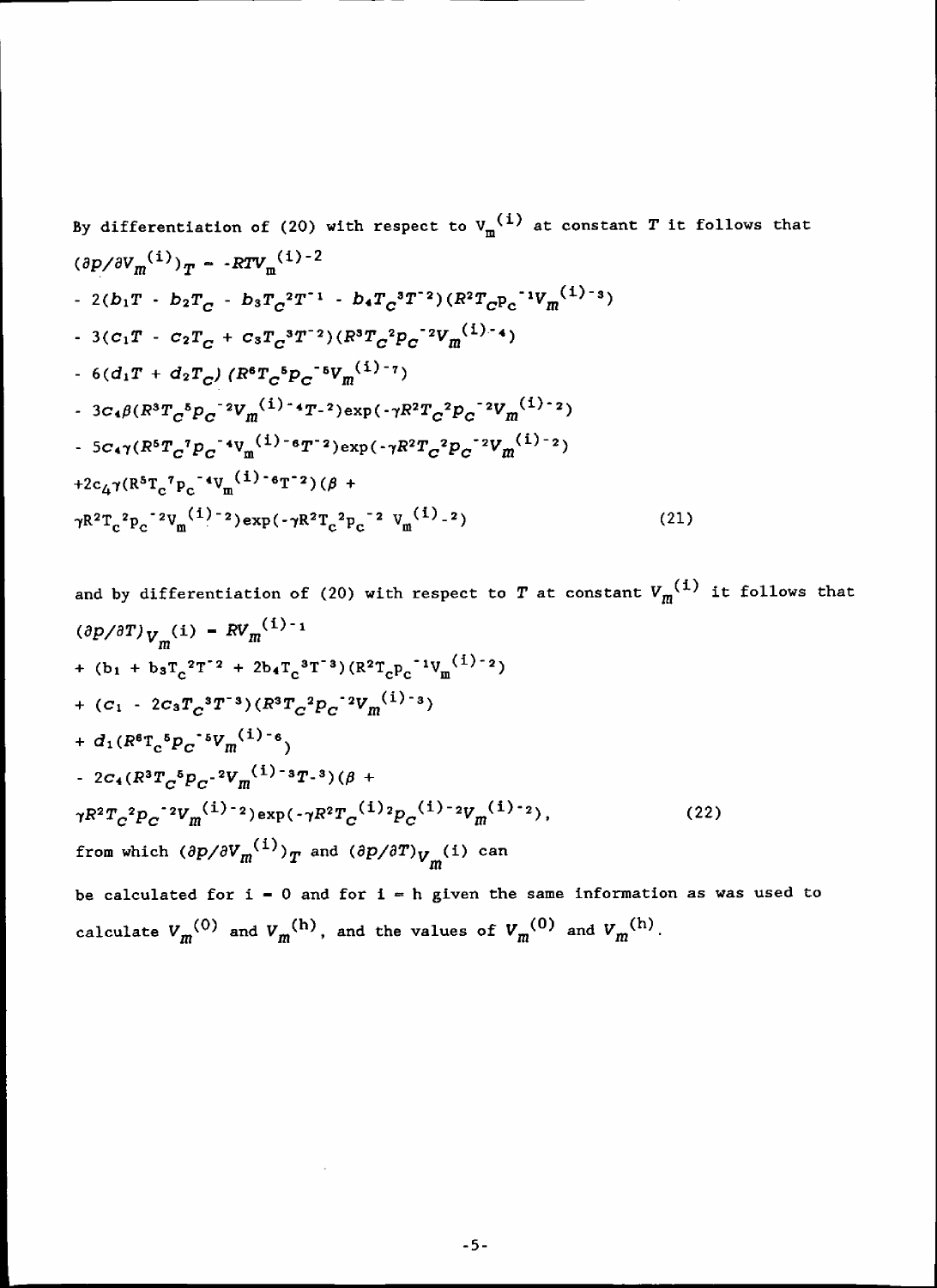By differentiation of (20) with respect to $V_m^{(i)}$ at constant $T$ it follows that

$$
\begin{aligned}
(\partial p/\partial V_m^{(i)})_T = & -RTV_m^{(i)-2} \\
& - 2(b_1T - b_2T_c - b_3T_c^2T^{-1} - b_4T_c^3T^{-2})(R^2T_cp_c^{-1}V_m^{(i)-3}) \\
& - 3(c_1T - c_2T_c + c_3T_c^3T^{-2})(R^3T_c^2p_c^{-2}V_m^{(i)-4}) \\
& - 6(d_1T + d_2T_c)(R^6T_c^5p_c^{-5}V_m^{(i)-7}) \\
& - 3c_4\beta(R^3T_c^5p_c^{-2}V_m^{(i)-4}T^{-2})\exp(-\gamma R^2T_c^2p_c^{-2}V_m^{(i)-2}) \\
& - 5c_4\gamma(R^5T_c^7p_c^{-4}V_m^{(i)-6}T^{-2})\exp(-\gamma R^2T_c^2p_c^{-2}V_m^{(i)-2}) \\
& +2c_4\gamma(R^5T_c^7p_c^{-4}V_m^{(i)-6}T^{-2})(\beta + \\
& \gamma R^2T_c^2p_c^{-2}V_m^{(i)-2})\exp(-\gamma R^2T_c^2p_c^{-2}V_m^{(i)-2})
\end{aligned}
\tag{21}
$$

and by differentiation of (20) with respect to $T$ at constant $V_m^{(i)}$ it follows that

$$
\begin{aligned}
(\partial p/\partial T)_{V_m^{(i)}} = & RV_m^{(i)-1} \\
& + (b_1 + b_3T_c^2T^{-2} + 2b_4T_c^3T^{-3})(R^2T_cp_c^{-1}V_m^{(i)-2}) \\
& + (c_1 - 2c_3T_c^3T^{-3})(R^3T_c^2p_c^{-2}V_m^{(i)-3}) \\
& + d_1(R^6T_c^5p_c^{-5}V_m^{(i)-6}) \\
& - 2c_4(R^3T_c^5p_c^{-2}V_m^{(i)-3}T^{-3})(\beta + \\
& \gamma R^2T_c^2p_c^{-2}V_m^{(i)-2})\exp(-\gamma R^2T_c^{(i)2}p_c^{(i)-2}V_m^{(i)-2}),
\end{aligned}
\tag{22}
$$

from which $(\partial p/\partial V_m^{(i)})_T$ and $(\partial p/\partial T)_{V_m^{(i)}}$ can be calculated for $i = 0$ and for $i = h$ given the same information as was used to calculate $V_m^{(0)}$ and $V_m^{(h)}$, and the values of $V_m^{(0)}$ and $V_m^{(h)}$.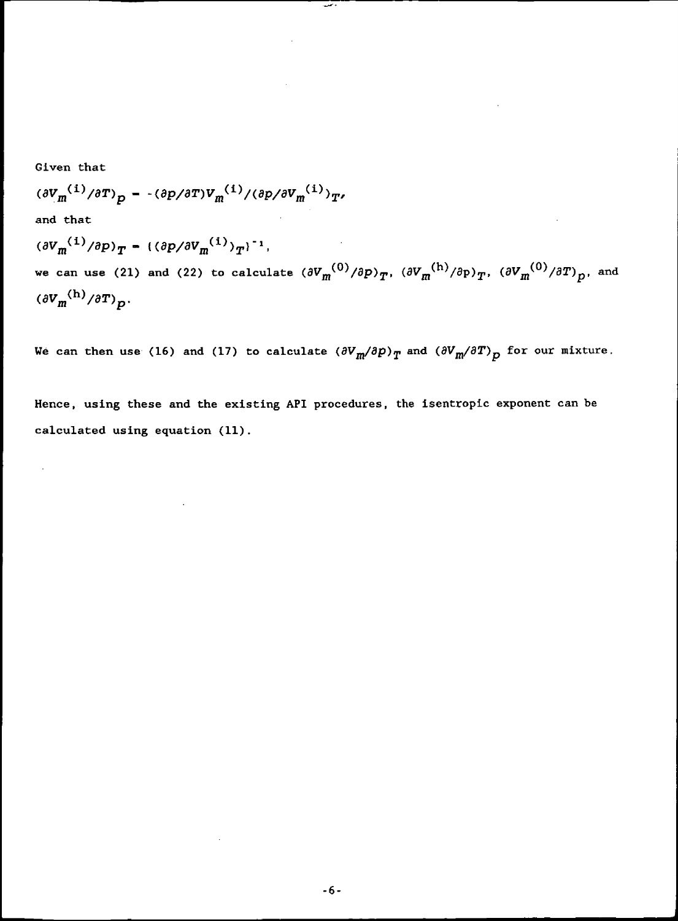Given that

$$(\partial V_m^{(i)}/\partial T)_p = -(\partial p/\partial T)V_m^{(i)}/(\partial p/\partial V_m^{(i)})_T,$$

and that

$$(\partial V_m^{(i)}/\partial p)_T = \{(\partial p/\partial V_m^{(i)})_T\}^{-1},$$

we can use (21) and (22) to calculate $(\partial V_m^{(0)}/\partial p)_T$, $(\partial V_m^{(h)}/\partial p)_T$, $(\partial V_m^{(0)}/\partial T)_p$, and $(\partial V_m^{(h)}/\partial T)_p$.

We can then use (16) and (17) to calculate $(\partial V_m/\partial p)_T$ and $(\partial V_m/\partial T)_p$ for our mixture.

Hence, using these and the existing API procedures, the isentropic exponent can be calculated using equation (11).